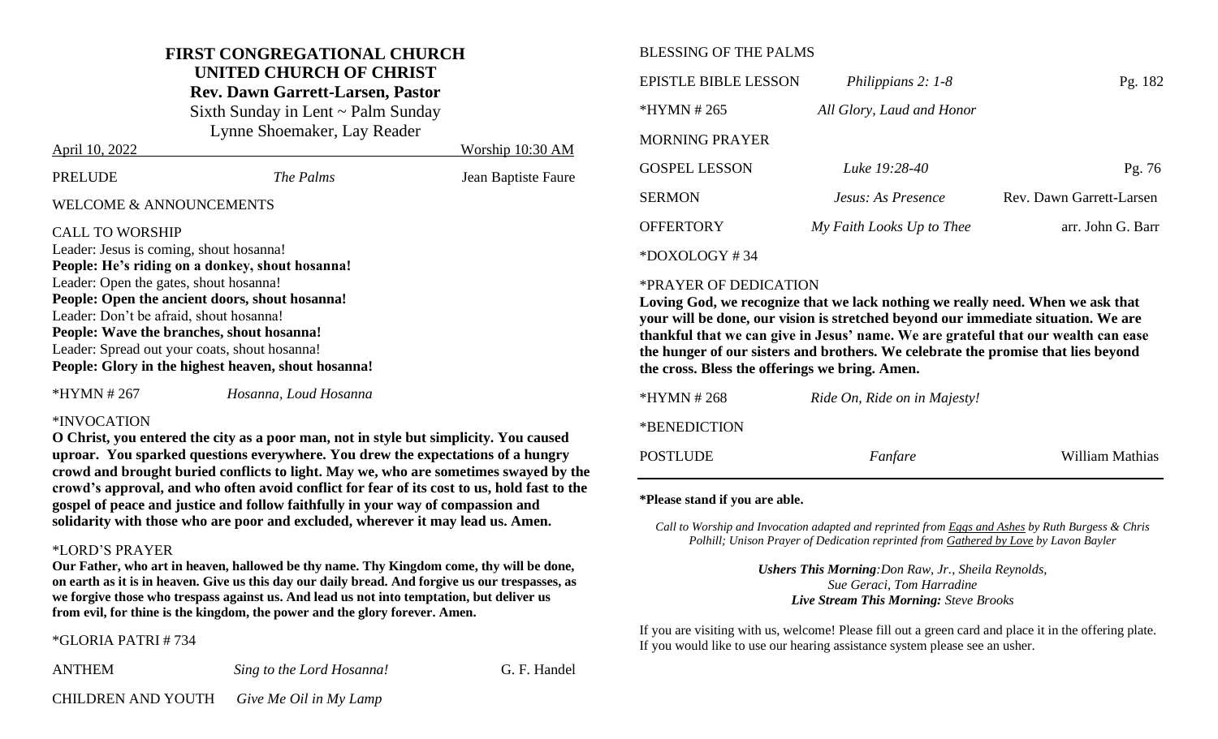# FIRST CONGREGATIONAL CHURCH
## UNITED CHURCH OF CHRIST
**Rev. Dawn Garrett-Larsen, Pastor**

Sixth Sunday in Lent ~ Palm Sunday

Lynne Shoemaker, Lay Reader

April 10, 2022 Worship 10:30 AM

PRELUDE *The Palms* Jean Baptiste Faure

WELCOME & ANNOUNCEMENTS

CALL TO WORSHIP

Leader: Jesus is coming, shout hosanna!
**People: He's riding on a donkey, shout hosanna!**
Leader: Open the gates, shout hosanna!
**People: Open the ancient doors, shout hosanna!**
Leader: Don't be afraid, shout hosanna!
**People: Wave the branches, shout hosanna!**
Leader: Spread out your coats, shout hosanna!
**People: Glory in the highest heaven, shout hosanna!**

*HYMN # 267 *Hosanna, Loud Hosanna*

*INVOCATION

**O Christ, you entered the city as a poor man, not in style but simplicity. You caused uproar. You sparked questions everywhere. You drew the expectations of a hungry crowd and brought buried conflicts to light. May we, who are sometimes swayed by the crowd's approval, and who often avoid conflict for fear of its cost to us, hold fast to the gospel of peace and justice and follow faithfully in your way of compassion and solidarity with those who are poor and excluded, wherever it may lead us. Amen.**

*LORD'S PRAYER

**Our Father, who art in heaven, hallowed be thy name. Thy Kingdom come, thy will be done, on earth as it is in heaven. Give us this day our daily bread. And forgive us our trespasses, as we forgive those who trespass against us. And lead us not into temptation, but deliver us from evil, for thine is the kingdom, the power and the glory forever. Amen.**

*GLORIA PATRI # 734

ANTHEM *Sing to the Lord Hosanna!* G. F. Handel

CHILDREN AND YOUTH *Give Me Oil in My Lamp*

BLESSING OF THE PALMS

EPISTLE BIBLE LESSON *Philippians 2: 1-8* Pg. 182

*HYMN # 265 *All Glory, Laud and Honor*

MORNING PRAYER

GOSPEL LESSON *Luke 19:28-40* Pg. 76

SERMON *Jesus: As Presence* Rev. Dawn Garrett-Larsen

OFFERTORY *My Faith Looks Up to Thee* arr. John G. Barr

*DOXOLOGY # 34

*PRAYER OF DEDICATION

**Loving God, we recognize that we lack nothing we really need. When we ask that your will be done, our vision is stretched beyond our immediate situation. We are thankful that we can give in Jesus' name. We are grateful that our wealth can ease the hunger of our sisters and brothers. We celebrate the promise that lies beyond the cross. Bless the offerings we bring. Amen.**

*HYMN # 268 *Ride On, Ride on in Majesty!*

*BENEDICTION

POSTLUDE *Fanfare* William Mathias

---

**\*Please stand if you are able.**

*Call to Worship and Invocation adapted and reprinted from Eggs and Ashes by Ruth Burgess & Chris Polhill; Unison Prayer of Dedication reprinted from Gathered by Love by Lavon Bayler*

***Ushers This Morning**: Don Raw, Jr., Sheila Reynolds, Sue Geraci, Tom Harradine*
***Live Stream This Morning:** Steve Brooks*

If you are visiting with us, welcome! Please fill out a green card and place it in the offering plate. If you would like to use our hearing assistance system please see an usher.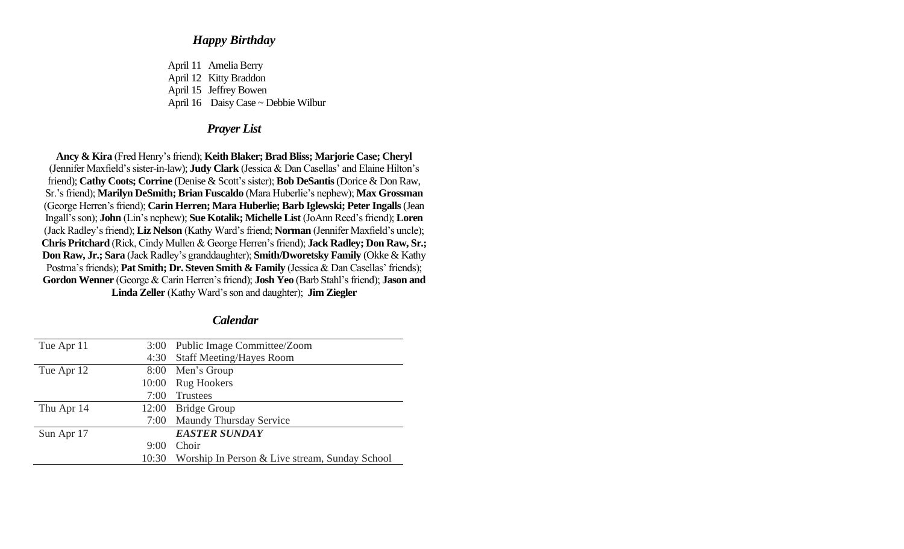## *Happy Birthday*

April 11 Amelia Berry
April 12 Kitty Braddon
April 15 Jeffrey Bowen
April 16 Daisy Case ~ Debbie Wilbur

## *Prayer List*

**Ancy & Kira** (Fred Henry's friend); **Keith Blaker; Brad Bliss; Marjorie Case; Cheryl** (Jennifer Maxfield's sister-in-law); **Judy Clark** (Jessica & Dan Casellas' and Elaine Hilton's friend); **Cathy Coots; Corrine** (Denise & Scott's sister); **Bob DeSantis** (Dorice & Don Raw, Sr.'s friend); **Marilyn DeSmith; Brian Fuscaldo** (Mara Huberlie's nephew); **Max Grossman** (George Herren's friend); **Carin Herren; Mara Huberlie; Barb Iglewski; Peter Ingalls** (Jean Ingall's son); **John** (Lin's nephew); **Sue Kotalik; Michelle List** (JoAnn Reed's friend); **Loren** (Jack Radley's friend); **Liz Nelson** (Kathy Ward's friend; **Norman** (Jennifer Maxfield's uncle); **Chris Pritchard** (Rick, Cindy Mullen & George Herren's friend); **Jack Radley; Don Raw, Sr.; Don Raw, Jr.; Sara** (Jack Radley's granddaughter); **Smith/Dworetsky Family** (Okke & Kathy Postma's friends); **Pat Smith; Dr. Steven Smith & Family** (Jessica & Dan Casellas' friends); **Gordon Wenner** (George & Carin Herren's friend); **Josh Yeo** (Barb Stahl's friend); **Jason and Linda Zeller** (Kathy Ward's son and daughter); **Jim Ziegler**

## *Calendar*

| | | |
|---|---|---|
| Tue Apr 11 | 3:00 | Public Image Committee/Zoom |
| | 4:30 | Staff Meeting/Hayes Room |
| Tue Apr 12 | 8:00 | Men's Group |
| | 10:00 | Rug Hookers |
| | 7:00 | Trustees |
| Thu Apr 14 | 12:00 | Bridge Group |
| | 7:00 | Maundy Thursday Service |
| Sun Apr 17 | | ***EASTER SUNDAY*** |
| | 9:00 | Choir |
| | 10:30 | Worship In Person & Live stream, Sunday School |